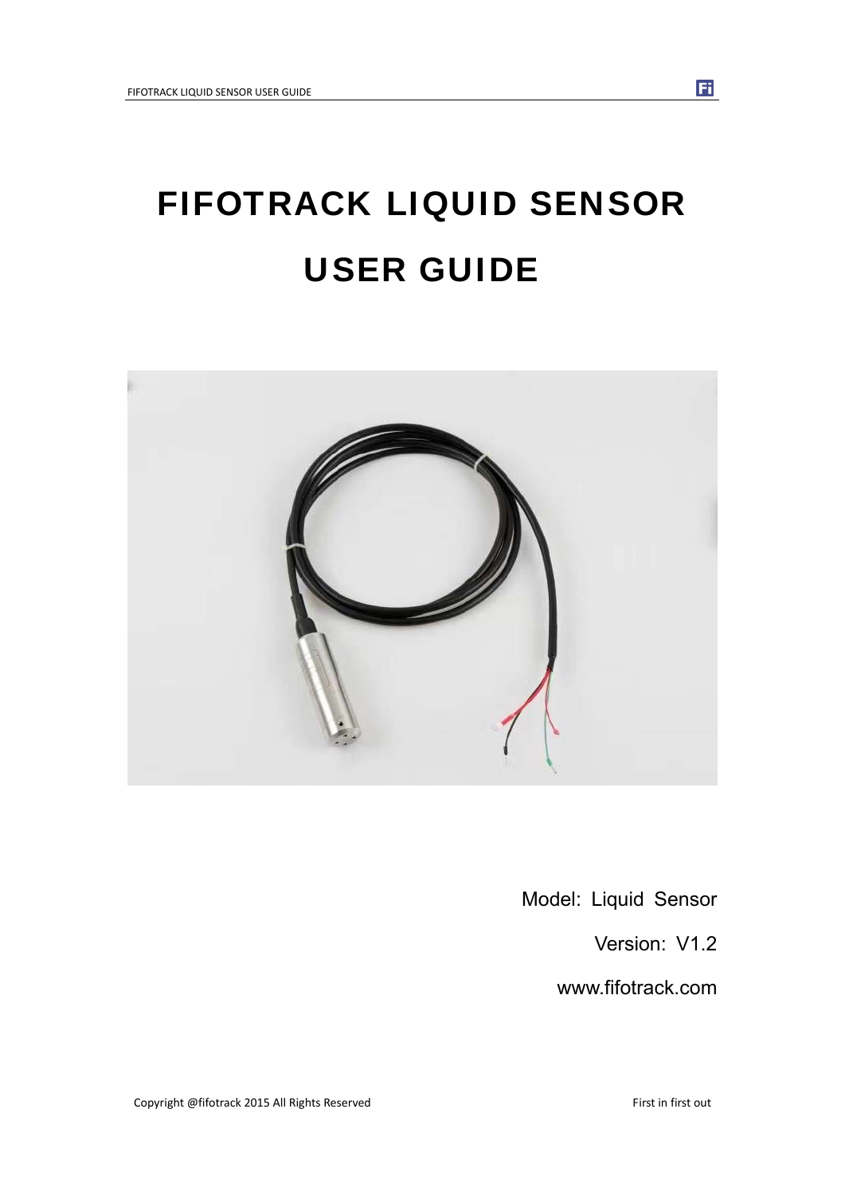# FIFOTRACK LIQUID SENSOR USER GUIDE

Model: Liquid Sensor

Version: V1.2

www.fifotrack.com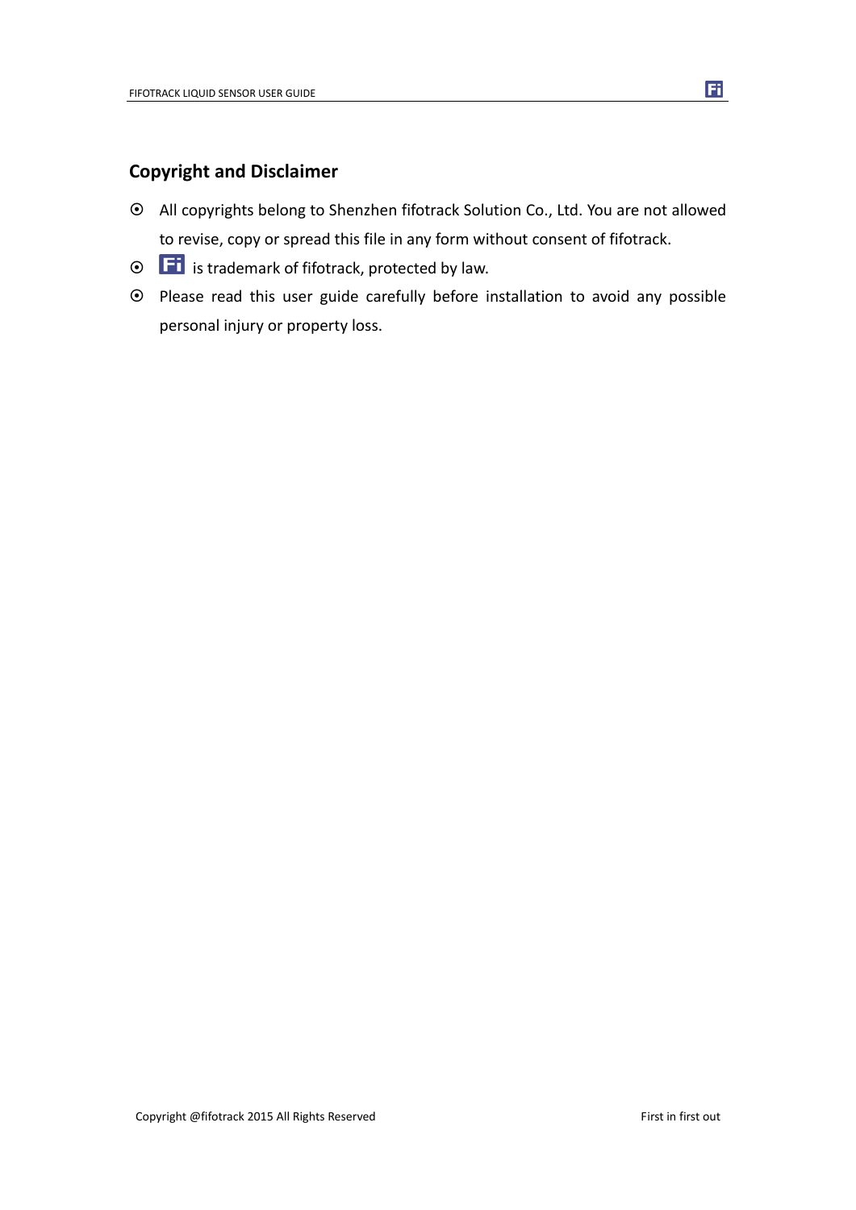## Copyright and Disclaimer

- All copyrights belong to Shenzhen fifotrack Solution Co., Ltd. You are not allowed to revise, copy or spread this file in any form without consent of fifotrack.
- Fi is trademark of fifotrack, protected by law.
- Please read this user guide carefully before installation to avoid any possible personal injury or property loss.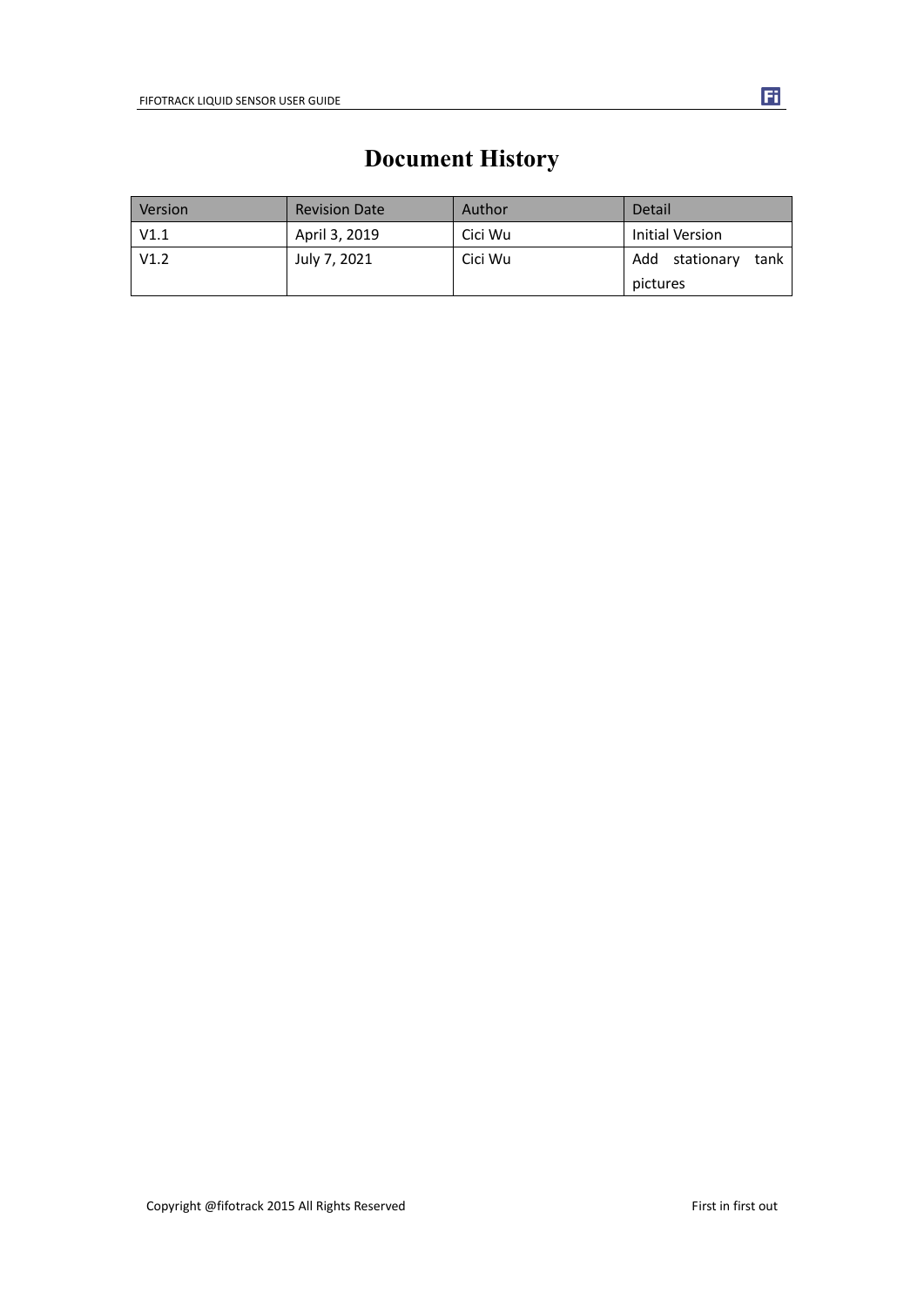# Document History

| Version | Revision Date | Author | Detail |
| --- | --- | --- | --- |
| V1.1 | April 3, 2019 | Cici Wu | Initial Version |
| V1.2 | July 7, 2021 | Cici Wu | Add stationary tank pictures |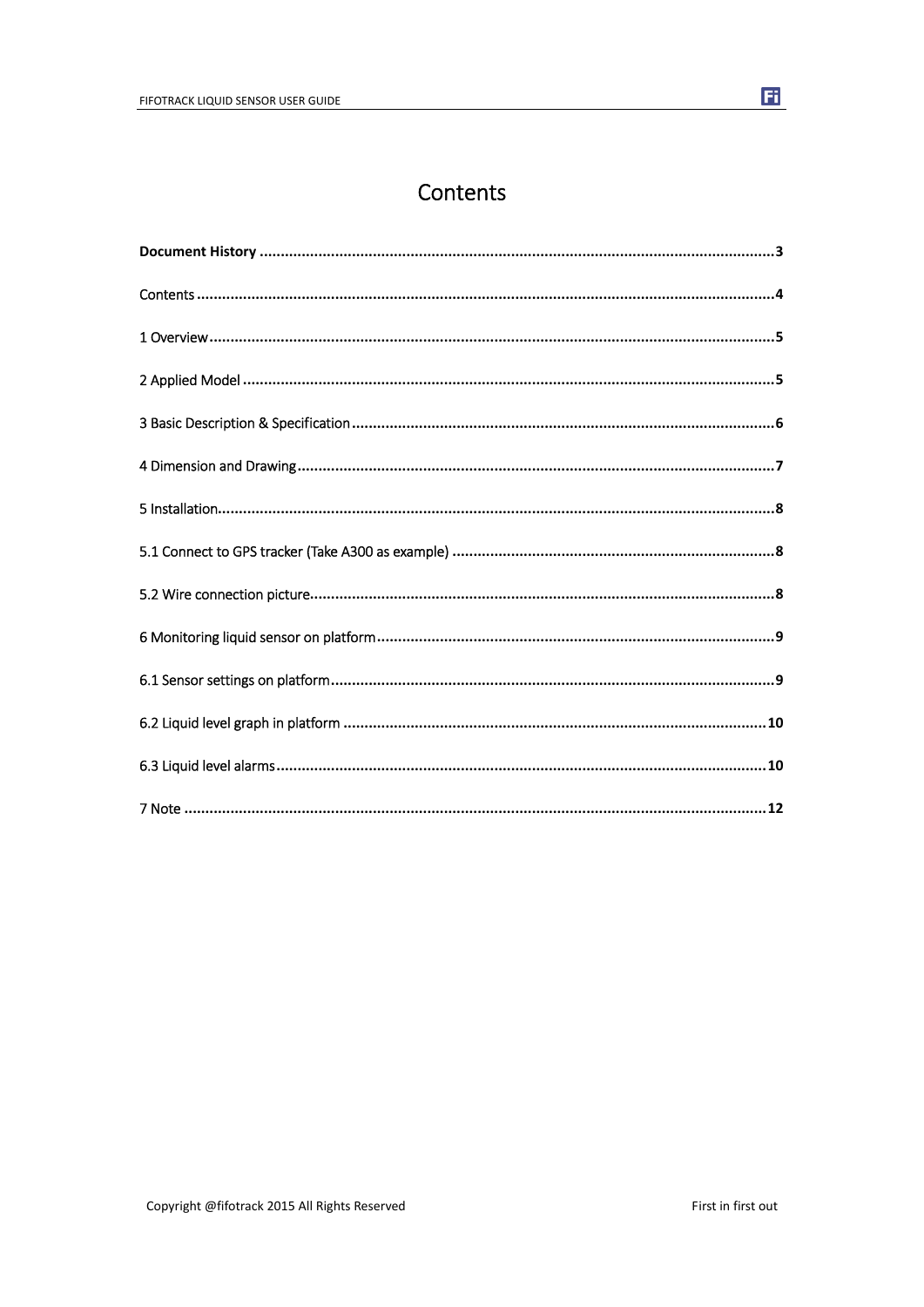# Contents

**Document History** ........................................................................................................................ 3

Contents ...................................................................................................................................... 4

1 Overview .................................................................................................................................... 5

2 Applied Model ............................................................................................................................ 5

3 Basic Description & Specification ................................................................................................... 6

4 Dimension and Drawing ................................................................................................................ 7

5 Installation .................................................................................................................................. 8

5.1 Connect to GPS tracker (Take A300 as example) ............................................................................ 8

5.2 Wire connection picture ............................................................................................................. 8

6 Monitoring liquid sensor on platform ............................................................................................. 9

6.1 Sensor settings on platform ........................................................................................................ 9

6.2 Liquid level graph in platform .................................................................................................... 10

6.3 Liquid level alarms ................................................................................................................... 10

7 Note ......................................................................................................................................... 12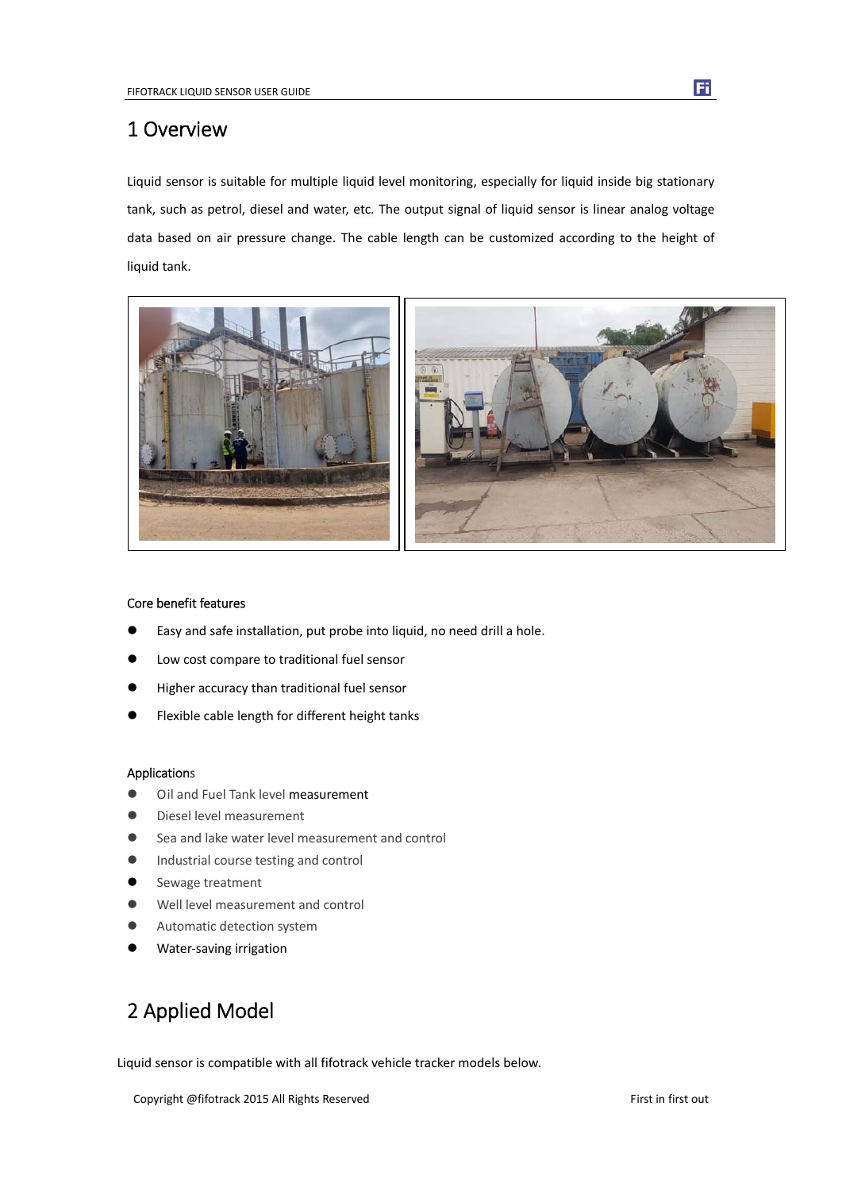# 1 Overview

Liquid sensor is suitable for multiple liquid level monitoring, especially for liquid inside big stationary tank, such as petrol, diesel and water, etc. The output signal of liquid sensor is linear analog voltage data based on air pressure change. The cable length can be customized according to the height of liquid tank.

Core benefit features

- Easy and safe installation, put probe into liquid, no need drill a hole.
- Low cost compare to traditional fuel sensor
- Higher accuracy than traditional fuel sensor
- Flexible cable length for different height tanks

Applications

- Oil and Fuel Tank level measurement
- Diesel level measurement
- Sea and lake water level measurement and control
- Industrial course testing and control
- Sewage treatment
- Well level measurement and control
- Automatic detection system
- Water-saving irrigation

# 2 Applied Model

Liquid sensor is compatible with all fifotrack vehicle tracker models below.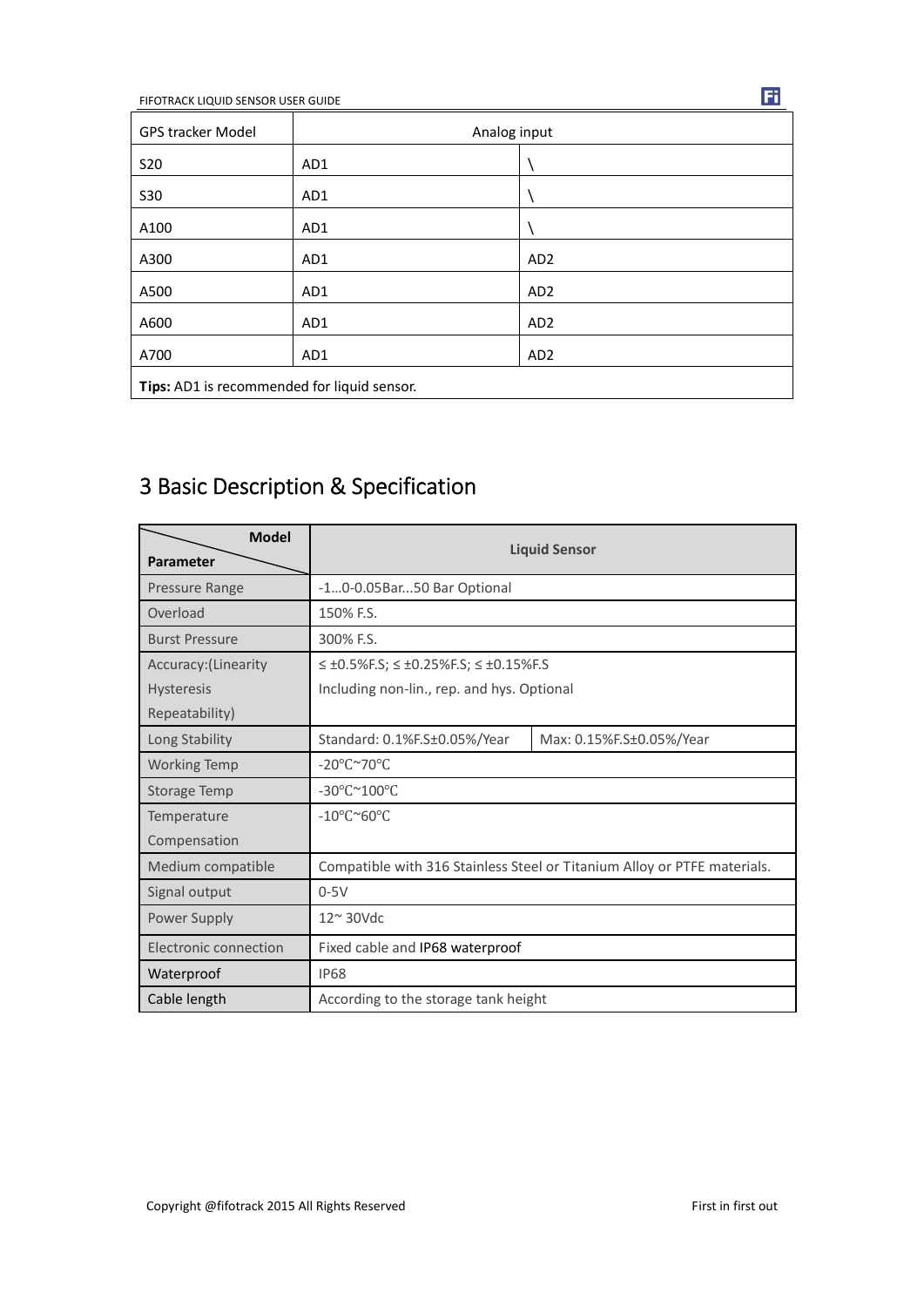| GPS tracker Model | Analog input | |
|---|---|---|
| S20 | AD1 | \ |
| S30 | AD1 | \ |
| A100 | AD1 | \ |
| A300 | AD1 | AD2 |
| A500 | AD1 | AD2 |
| A600 | AD1 | AD2 |
| A700 | AD1 | AD2 |
| **Tips:** AD1 is recommended for liquid sensor. | | |

# 3 Basic Description & Specification

| **Model** / **Parameter** | **Liquid Sensor** | |
|---|---|---|
| Pressure Range | -1…0-0.05Bar...50 Bar Optional | |
| Overload | 150% F.S. | |
| Burst Pressure | 300% F.S. | |
| Accuracy:(Linearity Hysteresis Repeatability) | ≤ ±0.5%F.S; ≤ ±0.25%F.S; ≤ ±0.15%F.S Including non-lin., rep. and hys. Optional | |
| Long Stability | Standard: 0.1%F.S±0.05%/Year | Max: 0.15%F.S±0.05%/Year |
| Working Temp | -20℃~70℃ | |
| Storage Temp | -30℃~100℃ | |
| Temperature Compensation | -10℃~60℃ | |
| Medium compatible | Compatible with 316 Stainless Steel or Titanium Alloy or PTFE materials. | |
| Signal output | 0-5V | |
| Power Supply | 12~ 30Vdc | |
| Electronic connection | Fixed cable and IP68 waterproof | |
| Waterproof | IP68 | |
| Cable length | According to the storage tank height | |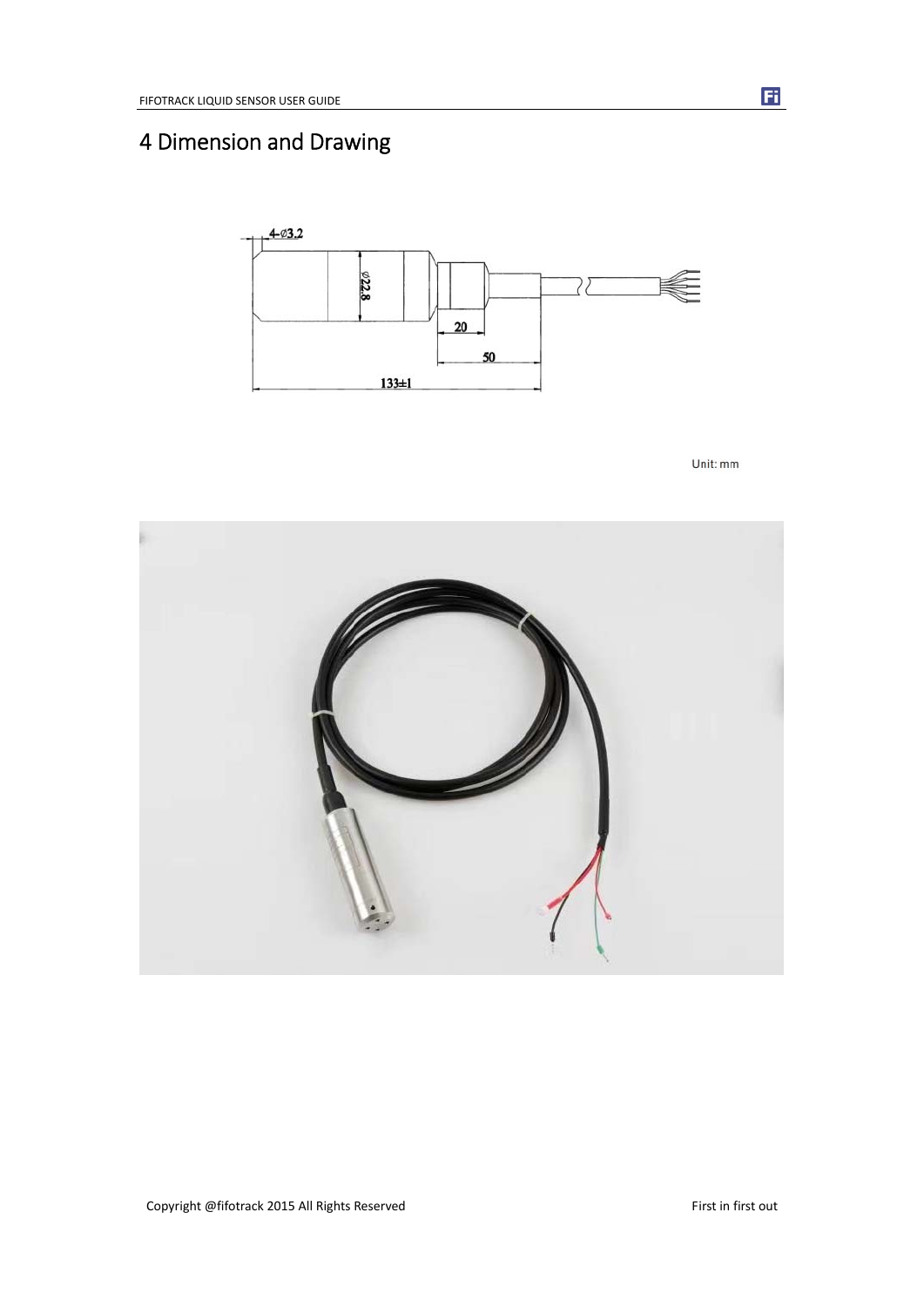# 4 Dimension and Drawing

Unit: mm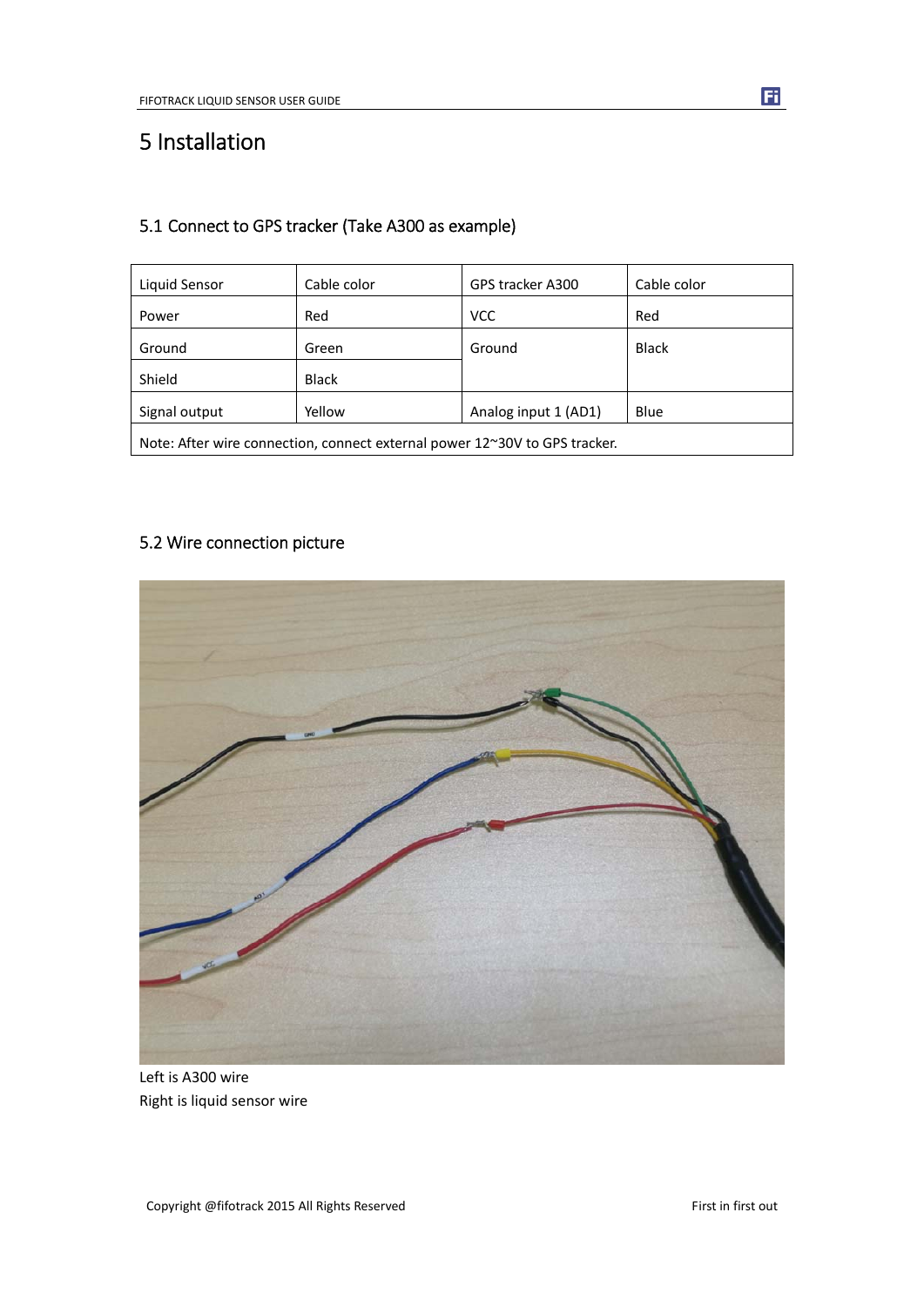# 5 Installation

## 5.1 Connect to GPS tracker (Take A300 as example)

| Liquid Sensor | Cable color | GPS tracker A300 | Cable color |
|---|---|---|---|
| Power | Red | VCC | Red |
| Ground | Green | Ground | Black |
| Shield | Black | | |
| Signal output | Yellow | Analog input 1 (AD1) | Blue |
| Note: After wire connection, connect external power 12~30V to GPS tracker. | | | |

## 5.2 Wire connection picture

Left is A300 wire
Right is liquid sensor wire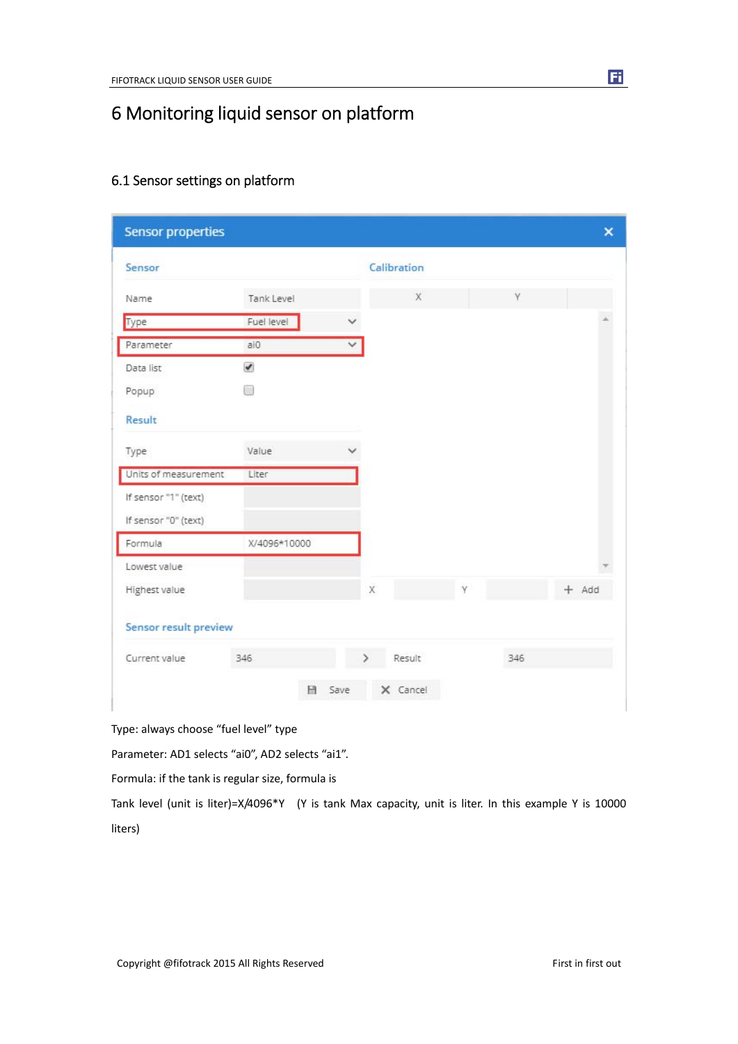# 6 Monitoring liquid sensor on platform

## 6.1 Sensor settings on platform

Type: always choose "fuel level" type

Parameter: AD1 selects "ai0", AD2 selects "ai1".

Formula: if the tank is regular size, formula is

Tank level (unit is liter)=X/4096*Y (Y is tank Max capacity, unit is liter. In this example Y is 10000 liters)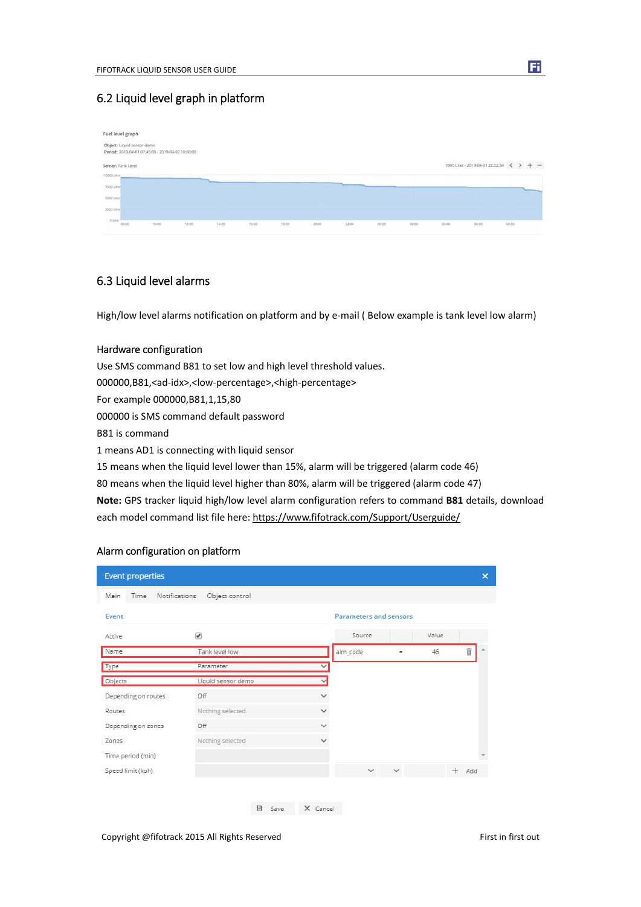## 6.2 Liquid level graph in platform

## 6.3 Liquid level alarms

High/low level alarms notification on platform and by e-mail ( Below example is tank level low alarm)

### Hardware configuration

Use SMS command B81 to set low and high level threshold values.

000000,B81,<ad-idx>,<low-percentage>,<high-percentage>

For example 000000,B81,1,15,80

000000 is SMS command default password

B81 is command

1 means AD1 is connecting with liquid sensor

15 means when the liquid level lower than 15%, alarm will be triggered (alarm code 46)

80 means when the liquid level higher than 80%, alarm will be triggered (alarm code 47)

**Note:** GPS tracker liquid high/low level alarm configuration refers to command **B81** details, download each model command list file here: https://www.fifotrack.com/Support/Userguide/

### Alarm configuration on platform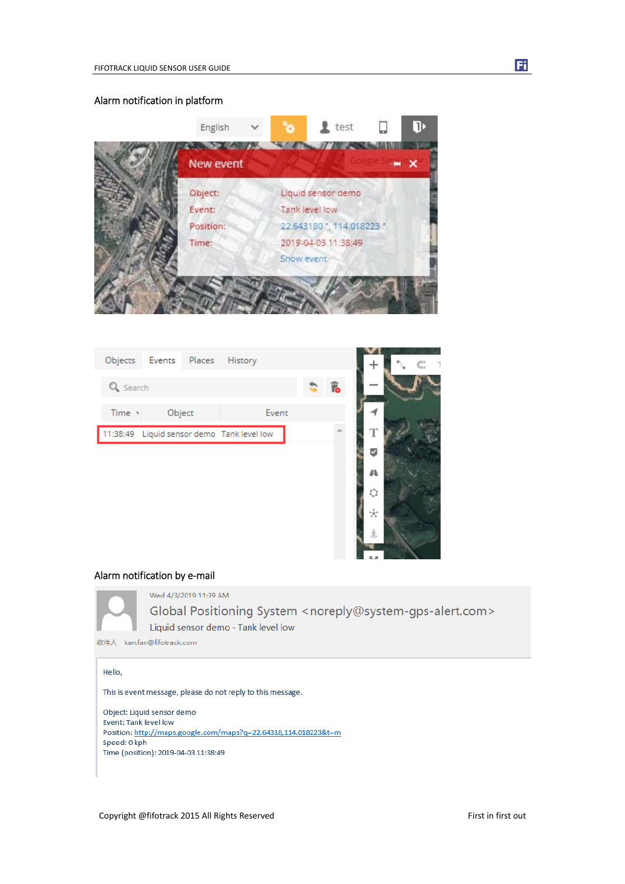## Alarm notification in platform

New event

Object: Liquid sensor demo
Event: Tank level low
Position: 22.643180 °, 114.018223 °
Time: 2019-04-03 11:38:49
Show event

| Time | Object | Event |
|---|---|---|
| 11:38:49 | Liquid sensor demo | Tank level low |

## Alarm notification by e-mail

Wed 4/3/2019 11:39 AM

Global Positioning System <noreply@system-gps-alert.com>

Liquid sensor demo - Tank level low

收件人 kan.fan@fifotrack.com

Hello,

This is event message, please do not reply to this message.

Object: Liquid sensor demo
Event: Tank level low
Position: http://maps.google.com/maps?q=22.64318,114.018223&t=m
Speed: 0 kph
Time (position): 2019-04-03 11:38:49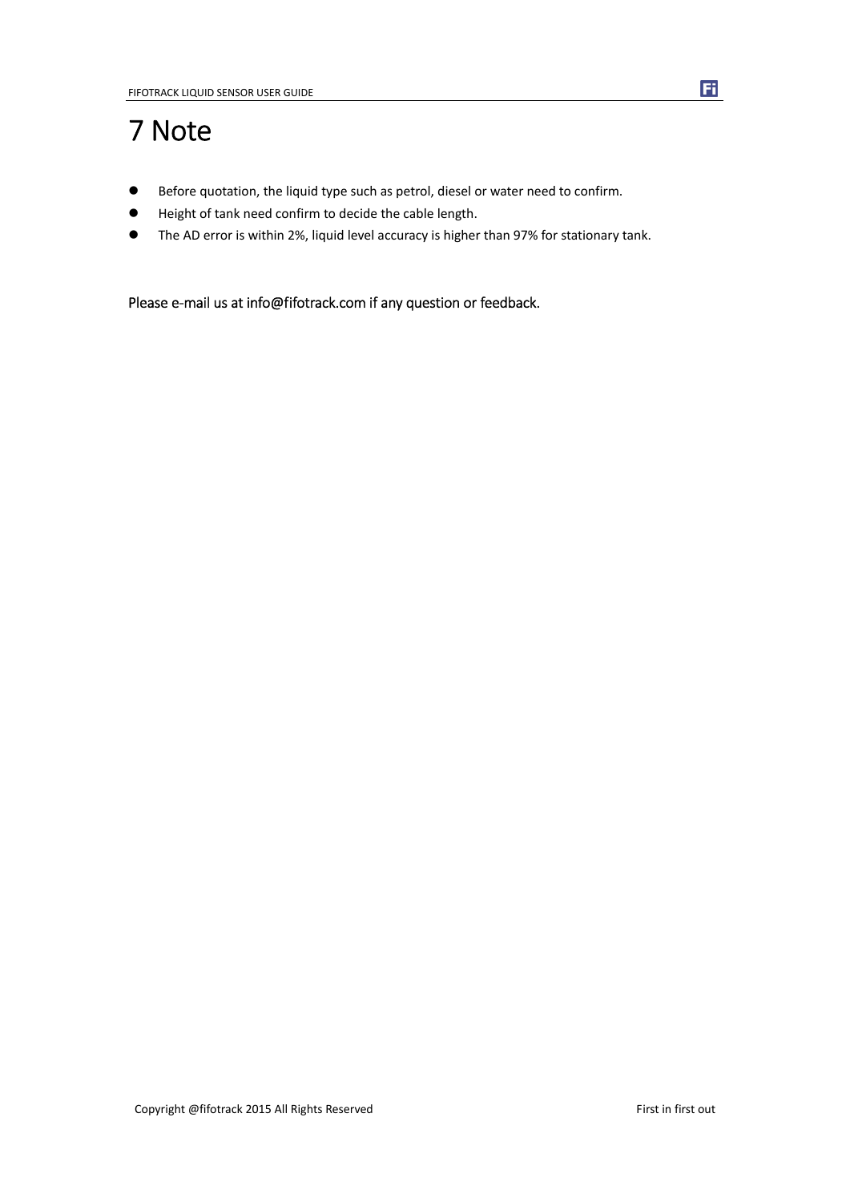# 7 Note

- Before quotation, the liquid type such as petrol, diesel or water need to confirm.
- Height of tank need confirm to decide the cable length.
- The AD error is within 2%, liquid level accuracy is higher than 97% for stationary tank.

Please e-mail us at info@fifotrack.com if any question or feedback.